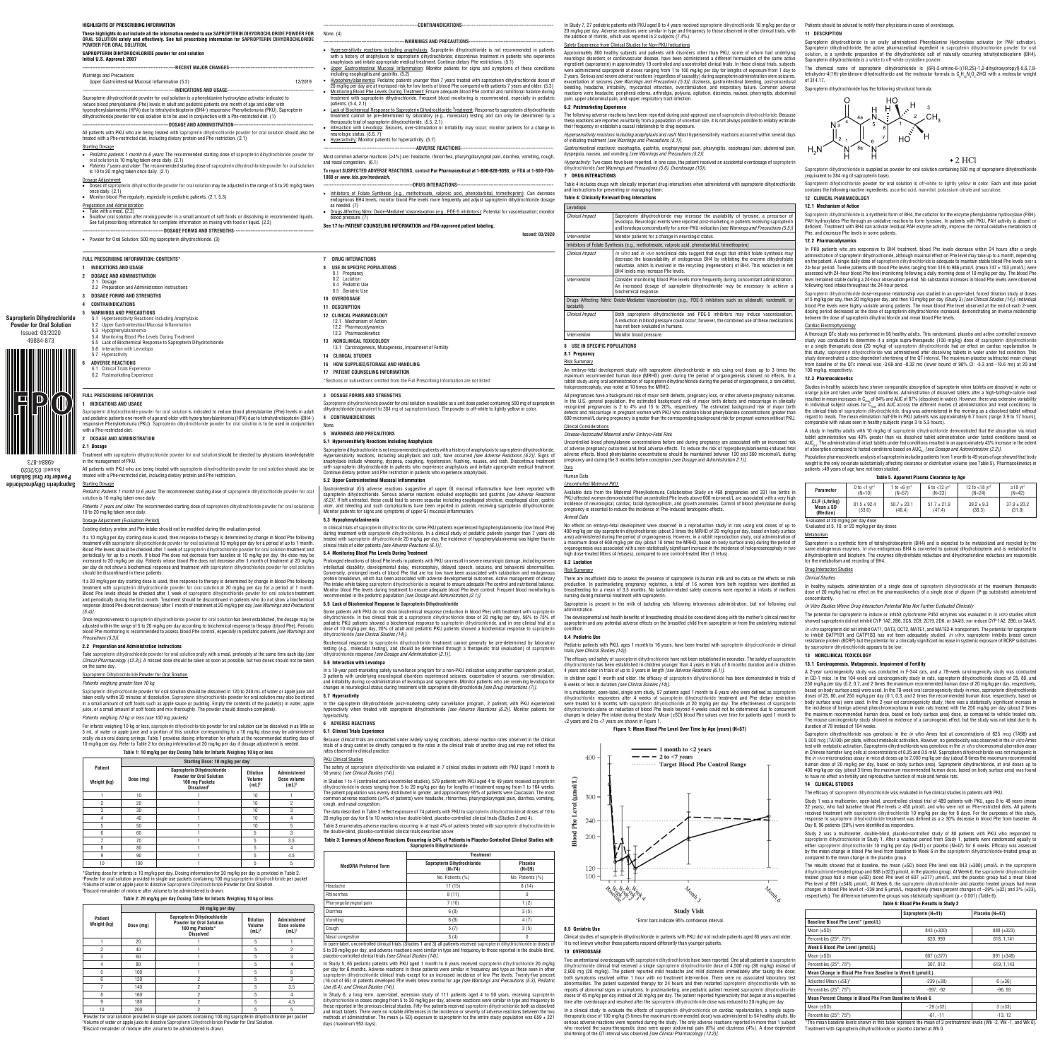Sapropterin Dihydrochloride Powder for Oral Solution
Issued: 03/2020
49884-873

## HIGHLIGHTS OF PRESCRIBING INFORMATION

**These highlights do not include all the information needed to use SAPROPTERIN DIHYDROCHLORIDE POWDER FOR ORAL SOLUTION safely and effectively. See full prescribing information for SAPROPTERIN DIHYDROCHLORIDE POWDER FOR ORAL SOLUTION.**

**SAPROPTERIN DIHYDROCHLORIDE powder for oral solution**
**Initial U.S. Approval: 2007**

**---RECENT MAJOR CHANGES---**

Warnings and Precautions
Upper Gastrointestinal Mucosal Inflammation (5.2) 12/2019

**---INDICATIONS AND USAGE---**

Sapropterin dihydrochloride powder for oral solution is a phenylalanine hydroxylase activator indicated to reduce blood phenylalanine (Phe) levels in adult and pediatric patients one month of age and older with hyperphenylalaninemia (HPA) due to tetrahydrobiopterin-(BH4-) responsive Phenylketonuria (PKU). Sapropterin dihydrochloride powder for oral solution is to be used in conjunction with a Phe-restricted diet. (1)

**---DOSAGE AND ADMINISTRATION---**

All patients with PKU who are being treated with sapropterin dihydrochloride powder for oral solution should also be treated with a Phe-restricted diet, including dietary protein and Phe restriction. (2.1)

Starting Dosage
- *Pediatric patients 1 month to 6 years*: The recommended starting dose of sapropterin dihydrochloride powder for oral solution is 10 mg/kg taken once daily. (2.1)
- *Patients 7 years and older*: The recommended starting dose of sapropterin dihydrochloride powder for oral solution is 10 to 20 mg/kg taken once daily. (2.1)

Dosage Adjustment
- Doses of sapropterin dihydrochloride powder for oral solution may be adjusted in the range of 5 to 20 mg/kg taken once daily. (2.1)
- Monitor blood Phe regularly, especially in pediatric patients. (2.1, 5.3)

Preparation and Administration
- Take with a meal. (2.2)
- Swallow oral solution after mixing powder in a small amount of soft foods or dissolving in recommended liquids. See full prescribing information for complete information on mixing with food or liquid. (2.2)

**---DOSAGE FORMS AND STRENGTHS---**

- Powder for Oral Solution: 500 mg sapropterin dihydrochloride. (3)

**---CONTRAINDICATIONS---**

None. (4)

**---WARNINGS AND PRECAUTIONS---**

- Hypersensitivity reactions including anaphylaxis: Sapropterin dihydrochloride is not recommended in patients with a history of anaphylaxis to sapropterin dihydrochloride; discontinue treatment in patients who experience anaphylaxis and initiate appropriate medical treatment. Continue dietary Phe restrictions. (5.1)
- Upper Gastrointestinal Mucosal Inflammation: Monitor patients for signs and symptoms of these conditions including esophagitis and gastritis. (5.2)
- Hypophenylalaninemia: Pediatric patients younger than 7 years treated with sapropterin dihydrochloride doses of 20 mg/kg per day are at increased risk for low levels of blood Phe compared with patients 7 years and older. (5.3)
- Monitoring Blood Phe Levels During Treatment: Ensure adequate blood Phe control and nutritional balance during treatment with sapropterin dihydrochloride. Frequent blood monitoring is recommended, especially in pediatric patients. (5.4, 2.1)
- Lack of Biochemical Response to Sapropterin Dihydrochloride Treatment: Response to sapropterin dihydrochloride treatment cannot be pre-determined by laboratory (e.g., molecular) testing and can only be determined by a therapeutic trial of sapropterin dihydrochloride. (5.5, 2.1)
- Interaction with Levodopa: Seizures, over-stimulation or irritability may occur; monitor patients for a change in neurologic status. (5.6, 7)
- Hyperactivity: Monitor patients for hyperactivity. (5.7)

**---ADVERSE REACTIONS---**

Most common adverse reactions (≥4%) are: headache, rhinorrhea, pharyngolaryngeal pain, diarrhea, vomiting, cough, and nasal congestion. (6.1)

**To report SUSPECTED ADVERSE REACTIONS, contact Par Pharmaceutical at 1-800-828-9393, or FDA at 1-800-FDA-1088 or www.fda.gov/medwatch.**

**---DRUG INTERACTIONS---**

- Inhibitors of Folate Synthesis (e.g., methotrexate, valproic acid, phenobarbital, trimethoprim): Can decrease endogenous BH4 levels; monitor blood Phe levels more frequently and adjust sapropterin dihydrochloride dosage as needed. (7)
- Drugs Affecting Nitric Oxide-Mediated Vasorelaxation (e.g., PDE-5 inhibitors): Potential for vasorelaxation; monitor blood pressure. (7)

**See 17 for PATIENT COUNSELING INFORMATION and FDA-approved patient labeling.**

**Issued: 03/2020**

## FULL PRESCRIBING INFORMATION: CONTENTS*

**1 INDICATIONS AND USAGE**
**2 DOSAGE AND ADMINISTRATION**
2.1 Dosage
2.2 Preparation and Administration Instructions
**3 DOSAGE FORMS AND STRENGTHS**
**4 CONTRAINDICATIONS**
**5 WARNINGS AND PRECAUTIONS**
5.1 Hypersensitivity Reactions Including Anaphylaxis
5.2 Upper Gastrointestinal Mucosal Inflammation
5.3 Hypophenylalaninemia
5.4 Monitoring Blood Phe Levels During Treatment
5.5 Lack of Biochemical Response to Sapropterin Dihydrochloride
5.6 Interaction with Levodopa
5.7 Hyperactivity
**6 ADVERSE REACTIONS**
6.1 Clinical Trials Experience
6.2 Postmarketing Experience
**7 DRUG INTERACTIONS**
**8 USE IN SPECIFIC POPULATIONS**
8.1 Pregnancy
8.2 Lactation
8.4 Pediatric Use
8.5 Geriatric Use
**10 OVERDOSAGE**
**11 DESCRIPTION**
**12 CLINICAL PHARMACOLOGY**
12.1 Mechanism of Action
12.2 Pharmacodynamics
12.3 Pharmacokinetics
**13 NONCLINICAL TOXICOLOGY**
13.1 Carcinogenesis, Mutagenesis, Impairment of Fertility
**14 CLINICAL STUDIES**
**16 HOW SUPPLIED/STORAGE AND HANDLING**
**17 PATIENT COUNSELING INFORMATION**

*Sections or subsections omitted from the Full Prescribing Information are not listed

## FULL PRESCRIBING INFORMATION

### 1 INDICATIONS AND USAGE

Sapropterin dihydrochloride powder for oral solution is indicated to reduce blood phenylalanine (Phe) levels in adult and pediatric patients one month of age and older with hyperphenylalaninemia (HPA) due to tetrahydrobiopterin-(BH4-) responsive Phenylketonuria (PKU). Sapropterin dihydrochloride powder for oral solution is to be used in conjunction with a Phe-restricted diet.

### 2 DOSAGE AND ADMINISTRATION

#### 2.1 Dosage

Treatment with sapropterin dihydrochloride powder for oral solution should be directed by physicians knowledgeable in the management of PKU.

All patients with PKU who are being treated with sapropterin dihydrochloride powder for oral solution should also be treated with a Phe-restricted diet, including dietary protein and Phe restriction.

Starting Dosage

*Pediatric Patients 1 month to 6 years*: The recommended starting dose of sapropterin dihydrochloride powder for oral solution is 10 mg/kg taken once daily.

*Patients 7 years and older*: The recommended starting dose of sapropterin dihydrochloride powder for oral solution is 10 to 20 mg/kg taken once daily.

Dosage Adjustment (Evaluation Period)

Existing dietary protein and Phe intake should not be modified during the evaluation period.

If a 10 mg/kg per day starting dose is used, then response to therapy is determined by change in blood Phe following treatment with sapropterin dihydrochloride powder for oral solution at 10 mg/kg per day for a period of up to 1 month. Blood Phe levels should be checked after 1 week of sapropterin dihydrochloride powder for oral solution treatment and periodically for up to a month. If blood Phe does not decrease from baseline at 10 mg/kg per day, the dose may be increased to 20 mg/kg per day. Patients whose blood Phe does not decrease after 1 month of treatment at 20 mg/kg per day do not show a biochemical response and treatment with sapropterin dihydrochloride powder for oral solution should be discontinued in these patients.

If a 20 mg/kg per day starting dose is used, then response to therapy is determined by change in blood Phe following treatment with sapropterin dihydrochloride powder for oral solution at 20 mg/kg per day for a period of 1 month. Blood Phe levels should be checked after 1 week of sapropterin dihydrochloride powder for oral solution treatment and periodically during the first month. Treatment should be discontinued in patients who do not show a biochemical response (blood Phe does not decrease) after 1 month of treatment at 20 mg/kg per day *[see Warnings and Precautions (5.4)]*.

Once responsiveness to sapropterin dihydrochloride powder for oral solution has been established, the dosage may be adjusted within the range of 5 to 20 mg/kg per day according to biochemical response to therapy (blood Phe). Periodic blood Phe monitoring is recommended to assess blood Phe control, especially in pediatric patients *[see Warnings and Precautions (5.3)]*.

#### 2.2 Preparation and Administration Instructions

Take sapropterin dihydrochloride powder for oral solution orally with a meal, preferably at the same time each day *[see Clinical Pharmacology (12.3)]*. A missed dose should be taken as soon as possible, but two doses should not be taken on the same day.

Sapropterin Dihydrochloride Powder for Oral Solution

*Patients weighing greater than 10 kg*

Sapropterin dihydrochloride powder for oral solution should be dissolved in 120 to 240 mL of water or apple juice and taken orally within 30 minutes of dissolution. Sapropterin dihydrochloride powder for oral solution may also be stirred in a small amount of soft foods such as apple sauce or pudding. Empty the contents of the packet(s) in water, apple juice, or a small amount of soft foods and mix thoroughly. The powder should dissolve completely.

*Patients weighing 10 kg or less (use 100 mg packets)*

For infants weighing 10 kg or less, sapropterin dihydrochloride powder for oral solution can be dissolved in as little as 5 mL of water or apple juice and a portion of this solution corresponding to a 10 mg/kg dose may be administered orally via an oral dosing syringe. Table 1 provides dosing information for infants at the recommended starting dose of 10 mg/kg per day. Refer to Table 2 for dosing information at 20 mg/kg per day if dosage adjustment is needed.

**Table 1: 10 mg/kg per day Dosing Table for Infants Weighing 10 kg or less**

| Patient Weight (kg) | Starting Dose: 10 mg/kg per day* | | | |
|---|---|---|---|---|
| | Dose (mg) | Sapropterin Dihydrochloride Powder for Oral Solution 100 mg Packets Dissolved† | Dilution Volume (mL)‡ | Administered Dose volume (mL)§ |
| 1 | 10 | 1 | 10 | 1 |
| 2 | 20 | 1 | 10 | 2 |
| 3 | 30 | 1 | 10 | 3 |
| 4 | 40 | 1 | 10 | 4 |
| 5 | 50 | 1 | 10 | 5 |
| 6 | 60 | 1 | 5 | 3 |
| 7 | 70 | 1 | 5 | 3.5 |
| 8 | 80 | 1 | 5 | 4 |
| 9 | 90 | 1 | 5 | 4.5 |
| 10 | 100 | 1 | 5 | 5 |

*Starting dose for infants is 10 mg/kg per day. Dosing information for 20 mg/kg per day is provided in Table 2.
†Powder for oral solution provided in single use packets containing 100 mg sapropterin dihydrochloride per packet
‡Volume of water or apple juice to dissolve Sapropterin Dihydrochloride Powder for Oral Solution.
§Discard remainder of mixture after volume to be administered is drawn.

**Table 2: 20 mg/kg per day Dosing Table for Infants Weighing 10 kg or less**

| Patient Weight (kg) | 20 mg/kg per day | | | |
|---|---|---|---|---|
| | Dose (mg) | Sapropterin Dihydrochloride Powder for Oral Solution 100 mg Packets* Dissolved | Dilution Volume (mL)† | Administered Dose volume (mL)‡ |
| 1 | 20 | 1 | 5 | 1 |
| 2 | 40 | 1 | 5 | 2 |
| 3 | 60 | 1 | 5 | 3 |
| 4 | 80 | 1 | 5 | 4 |
| 5 | 100 | 1 | 5 | 5 |
| 6 | 120 | 2 | 5 | 3 |
| 7 | 140 | 2 | 5 | 3.5 |
| 8 | 160 | 2 | 5 | 4 |
| 9 | 180 | 2 | 5 | 4.5 |
| 10 | 200 | 2 | 5 | 5 |

*Powder for oral solution provided in single use packets containing 100 mg sapropterin dihydrochloride per packet
†Volume of water or apple juice to dissolve Sapropterin Dihydrochloride Powder for Oral Solution.
‡Discard remainder of mixture after volume to be administered is drawn.

### 3 DOSAGE FORMS AND STRENGTHS

Sapropterin dihydrochloride powder for oral solution is available as a unit dose packet containing 500 mg of sapropterin dihydrochloride (equivalent to 384 mg of sapropterin base). The powder is off-white to lightly yellow in color.

### 4 CONTRAINDICATIONS

None.

### 5 WARNINGS AND PRECAUTIONS

#### 5.1 Hypersensitivity Reactions Including Anaphylaxis

Sapropterin dihydrochloride is not recommended in patients with a history of anaphylaxis to sapropterin dihydrochloride. Hypersensitivity reactions, including anaphylaxis and rash, have occurred *[see Adverse Reactions (6.2)]*. Signs of anaphylaxis include wheezing, dyspnea, coughing, hypotension, flushing, nausea, and rash. Discontinue treatment with sapropterin dihydrochloride in patients who experience anaphylaxis and initiate appropriate medical treatment. Continue dietary protein and Phe restriction in patients who experience anaphylaxis.

#### 5.2 Upper Gastrointestinal Mucosal Inflammation

Gastrointestinal (GI) adverse reactions suggestive of upper GI mucosal inflammation have been reported with sapropterin dihydrochloride. Serious adverse reactions included esophagitis and gastritis *[see Adverse Reactions (6.2)]*. If left untreated, these could lead to severe sequelae including esophageal stricture, esophageal ulcer, gastric ulcer, and bleeding and such complications have been reported in patients receiving sapropterin dihydrochloride. Monitor patients for signs and symptoms of upper GI mucosal inflammation.

#### 5.3 Hypophenylalaninemia

In clinical trials of sapropterin dihydrochloride, some PKU patients experienced hypophenylalaninemia (low blood Phe) during treatment with sapropterin dihydrochloride. In a clinical study of pediatric patients younger than 7 years old treated with sapropterin dihydrochloride 20 mg/kg per day, the incidence of hypophenylalaninemia was higher than in clinical trials of older patients *[see Adverse Reactions (6.1)]*.

#### 5.4 Monitoring Blood Phe Levels During Treatment

Prolonged elevations of blood Phe levels in patients with PKU can result in severe neurologic damage, including severe intellectual disability, developmental delay, microcephaly, delayed speech, seizures, and behavioral abnormalities. Conversely, prolonged levels of blood Phe that are too low have been associated with catabolism and endogenous protein breakdown, which has been associated with adverse developmental outcomes. Active management of dietary Phe intake while taking sapropterin dihydrochloride is required to ensure adequate Phe control and nutritional balance. Monitor blood Phe levels during treatment to ensure adequate blood Phe level control. Frequent blood monitoring is recommended in the pediatric population *[see Dosage and Administration (2.1)]*.

#### 5.5 Lack of Biochemical Response to Sapropterin Dihydrochloride

Some patients with PKU do not show biochemical response (reduction in blood Phe) with treatment with sapropterin dihydrochloride. In two clinical trials at a sapropterin dihydrochloride dose of 20 mg/kg per day, 56% to 75% of pediatric PKU patients showed a biochemical response to sapropterin dihydrochloride, and in one clinical trial at a dose of 10 mg/kg per day, 20% of adult and pediatric PKU patients showed a biochemical response to sapropterin dihydrochloride *[see Clinical Studies (14)]*.

Biochemical response to sapropterin dihydrochloride treatment cannot generally be pre-determined by laboratory testing (e.g., molecular testing), and should be determined through a therapeutic trial (evaluation) of sapropterin dihydrochloride response *[see Dosage and Administration (2.1)]*.

#### 5.6 Interaction with Levodopa

In a 10-year post-marketing safety surveillance program for a non-PKU indication using another sapropterin product, 3 patients with underlying neurological disorders experienced seizures, exacerbation of seizures, over-stimulation, and irritability during co-administration of levodopa and sapropterin. Monitor patients who are receiving levodopa for changes in neurological status during treatment with sapropterin dihydrochloride *[see Drug Interactions (7)]*.

#### 5.7 Hyperactivity

In the sapropterin dihydrochloride post-marketing safety surveillance program, 2 patients with PKU experienced hyperactivity when treated with sapropterin dihydrochloride *[see Adverse Reactions (6.2)]*. Monitor patients for hyperactivity.

### 6 ADVERSE REACTIONS

#### 6.1 Clinical Trials Experience

Because clinical trials are conducted under widely varying conditions, adverse reaction rates observed in the clinical trials of a drug cannot be directly compared to the rates in the clinical trials of another drug and may not reflect the rates observed in clinical practice.

PKU Clinical Studies

The safety of sapropterin dihydrochloride was evaluated in 7 clinical studies in patients with PKU (aged 1 month to 50 years) *[see Clinical Studies (14)]*.

In Studies 1 to 4 (controlled and uncontrolled studies), 579 patients with PKU aged 4 to 49 years received sapropterin dihydrochloride in doses ranging from 5 to 20 mg/kg per day for lengths of treatment ranging from 1 to 164 weeks. The patient population was evenly distributed in gender, and approximately 95% of patients were Caucasian. The most common adverse reactions (≥4% of patients) were headache, rhinorrhea, pharyngolaryngeal pain, diarrhea, vomiting, cough, and nasal congestion.

The data described in Table 3 reflect exposure of 74 patients with PKU to sapropterin dihydrochloride at doses of 10 to 20 mg/kg per day for 6 to 10 weeks in two double-blind, placebo-controlled clinical trials (Studies 2 and 4).

Table 3 enumerates adverse reactions occurring in at least 4% of patients treated with sapropterin dihydrochloride in the double-blind, placebo-controlled clinical trials described above.

**Table 3: Summary of Adverse Reactions Occurring in ≥4% of Patients in Placebo-Controlled Clinical Studies with Sapropterin Dihydrochloride**

| MedDRA Preferred Term | Treatment | |
|---|---|---|
| | Sapropterin Dihydrochloride (N=74) | Placebo (N=59) |
| | No. Patients (%) | No. Patients (%) |
| Headache | 11 (15) | 8 (14) |
| Rhinorrhea | 8 (11) | 0 |
| Pharyngolaryngeal pain | 7 (10) | 1 (2) |
| Diarrhea | 6 (8) | 3 (5) |
| Vomiting | 6 (8) | 4 (7) |
| Cough | 5 (7) | 3 (5) |
| Nasal congestion | 3 (4) | 0 |

In open-label, uncontrolled clinical trials (Studies 1 and 3) all patients received sapropterin dihydrochloride in doses of 5 to 20 mg/kg per day, and adverse reactions were similar in type and frequency to those reported in the double-blind, placebo-controlled clinical trials *[see Clinical Studies (14)]*.

In Study 5, 65 pediatric patients with PKU aged 1 month to 6 years received sapropterin dihydrochloride 20 mg/kg per day for 6 months. Adverse reactions in these patients were similar in frequency and type as those seen in other sapropterin dihydrochloride clinical trials except for an increased incidence of low Phe levels. Twenty-five percent (16 out of 65) of patients developed Phe levels below normal for age *[see Warnings and Precautions (5.3), Pediatric Use (8.4), and Clinical Studies (14)]*.

In Study 6, a long term, open-label, extension study of 111 patients aged 4 to 50 years, receiving sapropterin dihydrochloride in doses ranging from 5 to 20 mg/kg per day, adverse reactions were similar in type and frequency to those reported in the previous clinical studies. Fifty-five patients received sapropterin dihydrochloride both as dissolved and intact tablets. There were no notable differences in the incidence or severity of adverse reactions between the two methods of administration. The mean (± SD) exposure to sapropterin for the entire study population was 659 ± 221 days (maximum 953 days).

In Study 7, 27 pediatric patients with PKU aged 0 to 4 years received sapropterin dihydrochloride 10 mg/kg per day or 20 mg/kg per day. Adverse reactions were similar in type and frequency to those observed in other clinical trials, with the addition of rhinitis, which was reported in 2 subjects (7.4%).

Safety Experience from Clinical Studies for Non-PKU Indications

Approximately 800 healthy subjects and patients with disorders other than PKU, some of whom had underlying neurologic disorders or cardiovascular disease, have been administered a different formulation of the same active ingredient (sapropterin) in approximately 19 controlled and uncontrolled clinical trials. In these clinical trials, subjects were administered sapropterin at doses ranging from 1 to 100 mg/kg per day for lengths of exposure from 1 day to 2 years. Serious and severe adverse reactions (regardless of causality) during sapropterin administration were seizures, exacerbation of seizures *[see Warnings and Precautions (5.3)]*, dizziness, gastrointestinal bleeding, post-procedural bleeding, headache, irritability, myocardial infarction, overstimulation, and respiratory failure. Common adverse reactions were headache, peripheral edema, arthralgia, polyuria, agitation, dizziness, nausea, pharyngitis, abdominal pain, upper abdominal pain, and upper respiratory tract infection.

#### 6.2 Postmarketing Experience

The following adverse reactions have been reported during post-approval use of sapropterin dihydrochloride. Because these reactions are reported voluntarily from a population of uncertain size, it is not always possible to reliably estimate their frequency or establish a causal relationship to drug exposure.

*Hypersensitivity reactions including anaphylaxis and rash*: Most hypersensitivity reactions occurred within several days of initiating treatment *[see Warnings and Precautions (5.1)]*.

*Gastrointestinal reactions*: esophagitis, gastritis, oropharyngeal pain, pharyngitis, esophageal pain, abdominal pain, dyspepsia, nausea, and vomiting *[see Warnings and Precautions (5.2)]*.

*Hyperactivity*: Two cases have been reported. In one case, the patient received an accidental overdosage of sapropterin dihydrochloride *[see Warnings and Precautions (5.6), Overdosage (10)]*.

### 7 DRUG INTERACTIONS

Table 4 includes drugs with clinically important drug interactions when administered with sapropterin dihydrochloride and instructions for preventing or managing them.

**Table 4: Clinically Relevant Drug Interactions**

| Levodopa | |
|---|---|
| Clinical Impact | Sapropterin dihydrochloride may increase the availability of tyrosine, a precursor of levodopa. Neurologic events were reported post-marketing in patients receiving sapropterin and levodopa concomitantly for a non-PKU indication *[see Warnings and Precautions (5.5)]* |
| Intervention | Monitor patients for a change in neurologic status. |
| **Inhibitors of Folate Synthesis (e.g., methotrexate, valproic acid, phenobarbital, trimethoprim)** | |
| Clinical Impact | *In vitro* and *in vivo* nonclinical data suggest that drugs that inhibit folate synthesis may decrease the bioavailability of endogenous BH4 by inhibiting the enzyme dihydrofolate reductase, which is involved in the recycling (regeneration) of BH4. This reduction in net BH4 levels may increase Phe levels. |
| Intervention | Consider monitoring blood Phe levels more frequently during concomitant administration. An increased dosage of sapropterin dihydrochloride may be necessary to achieve a biochemical response. |
| **Drugs Affecting Nitric Oxide-Mediated Vasorelaxation (e.g., PDE-5 inhibitors such as sildenafil, vardenafil, or tadalafil)** | |
| Clinical Impact | Both sapropterin dihydrochloride and PDE-5 inhibitors may induce vasorelaxation. A reduction in blood pressure could occur; however, the combined use of these medications has not been evaluated in humans. |
| Intervention | Monitor blood pressure. |

### 8 USE IN SPECIFIC POPULATIONS

#### 8.1 Pregnancy

Risk Summary

An embryo-fetal development study with sapropterin dihydrochloride in rats using oral doses up to 3 times the maximum recommended human dose (MRHD) given during the period of organogenesis showed no effects. In a rabbit study using oral administration of sapropterin dihydrochloride during the period of organogenesis, a rare defect, holoprosencephaly, was noted at 10 times the MRHD.

All pregnancies have a background risk of major birth defects, pregnancy loss, or other adverse pregnancy outcomes. In the U.S. general population, the estimated background risk of major birth defects and miscarriage in clinically recognized pregnancies is 2 to 4% and 15 to 20%, respectively. The estimated background risk of major birth defects and miscarriage is greater than the corresponding background risk for pregnant women without PKU. 600 micromol/L during pregnancy is greater than the corresponding background risk for pregnant women without PKU.

Clinical Considerations

*Disease-Associated Maternal and/or Embryo-Fetal Risk*

Uncontrolled blood phenylalanine concentrations before and during pregnancy are associated with an increased risk of adverse pregnancy outcomes and fetal adverse effects. To reduce the risk of hyperphenylalaninemia-induced fetal adverse effects, blood phenylalanine concentrations should be maintained between 120 and 360 micromol/L during pregnancy and during the 3 months before conception *[see Dosage and Administration (2.1)]*.

Data

*Human Data*

*Uncontrolled Maternal PKU*

Available data from the Maternal Phenylketonuria Collaborative Study on 468 pregnancies and 331 live births in PKU-affected women demonstrated that uncontrolled Phe levels above 600 micromol/L are associated with a very high incidence of neurological, cardiac, facial dysmorphism, and growth anomalies. Control of blood phenylalanine during pregnancy is essential to reduce the incidence of Phe-induced teratogenic effects.

*Animal Data*

No effects on embryo-fetal development were observed in a reproduction study in rats using oral doses of up to 400 mg/kg per day sapropterin dihydrochloride (about 3 times the MRHD of 20 mg/kg per day, based on body surface area) administered during the period of organogenesis. However, in a rabbit reproduction study, oral administration of a maximum dose of 600 mg/kg per day (about 10 times the MRHD, based on body surface area) during the period of organogenesis was associated with a non-statistically significant increase in the incidence of holoprosencephaly in two high dose-treated litters (4 fetuses), compared to one control-treated litter (1 fetus).

#### 8.2 Lactation

Risk Summary

There are insufficient data to assess the presence of sapropterin in human milk and no data on the effects on milk production. In postmarketing pregnancy registries, a total of 16 women from both registries were identified as breastfeeding for a mean of 3.5 months. No lactation-related safety concerns were reported in infants of mothers nursing during maternal treatment with sapropterin.

Sapropterin is present in the milk of lactating rats following intravenous administration, but not following oral administration.

The developmental and health benefits of breastfeeding should be considered along with the mother's clinical need for sapropterin and any potential adverse effects on the breastfed child from sapropterin or from the underlying maternal condition.

#### 8.4 Pediatric Use

Pediatric patients with PKU, ages 1 month to 16 years, have been treated with sapropterin dihydrochloride in clinical trials *[see Clinical Studies (14)]*.

The efficacy and safety of sapropterin dihydrochloride have not been established in neonates. The safety of sapropterin dihydrochloride has been established in children younger than 4 years in trials of 6 months duration and in children 4 years and older in trials of up to 3 years in length *[see Adverse Reactions (6.1)]*.

In children aged 1 month and older, the efficacy of sapropterin dihydrochloride has been demonstrated in trials of 6 weeks or less in duration *[see Clinical Studies (14)]*.

In a multicenter, open-label, single arm study, 57 patients aged 1 month to 6 years who were defined as sapropterin dihydrochloride responders after 4 weeks of sapropterin dihydrochloride treatment and Phe dietary restriction were treated for 6 months with sapropterin dihydrochloride at 20 mg/kg per day. The effectiveness of sapropterin dihydrochloride alone on reduction of blood Phe levels beyond 4 weeks could not be determined due to concurrent changes in dietary Phe intake during the study. Mean (±SD) blood Phe values over time for patients aged 1 month to <2 years and 2 to <7 years are shown in Figure 1.

**Figure 1: Mean Blood Phe Level Over Time by Age (years) (N=57)**

*Error bars indicate 95% confidence interval.

#### 8.5 Geriatric Use

Clinical studies of sapropterin dihydrochloride in patients with PKU did not include patients aged 65 years and older. It is not known whether these patients respond differently than younger patients.

### 10 OVERDOSAGE

Two unintentional overdosages with sapropterin dihydrochloride have been reported. One adult patient in a sapropterin dihydrochloride clinical trial received a single sapropterin dihydrochloride dose of 4,500 mg (36 mg/kg) instead of 2,600 mg (20 mg/kg). The patient reported mild headache and mild dizziness immediately after taking the dose; both symptoms resolved within 1 hour with no treatment intervention. There were no associated laboratory test abnormalities. The patient suspended therapy for 24 hours and then restarted sapropterin dihydrochloride with no reports of abnormal signs or symptoms. In postmarketing, one pediatric patient received sapropterin dihydrochloride doses of 45 mg/kg per day instead of 20 mg/kg per day. The patient reported hyperactivity that began at an unspecified time after overdosage and resolved after the sapropterin dihydrochloride dose was reduced to 20 mg/kg per day.

In a clinical study to evaluate the effects of sapropterin dihydrochloride on cardiac repolarization, a single supra-therapeutic dose of 100 mg/kg (5 times the maximum recommended dose) was administered to 54 healthy adults. No serious adverse reactions were reported during the study. The only adverse reactions reported in more than 1 subject who received the supra-therapeutic dose were upper abdominal pain (6%) and dizziness (4%). A dose-dependent shortening of the QT interval was observed *[see Clinical Pharmacology (12.2)]*.

Patients should be advised to notify their physicians in cases of overdosage.

### 11 DESCRIPTION

Sapropterin dihydrochloride is an orally administered Phenylalanine Hydroxylase activator (or PAH activator). Sapropterin dihydrochloride, the active pharmaceutical ingredient in sapropterin dihydrochloride powder for oral solution, is a synthetic preparation of the dihydrochloride salt of naturally occurring tetrahydrobiopterin (BH4). Sapropterin dihydrochloride is a white to off-white crystalline powder.

The chemical name of sapropterin dihydrochloride is (6R)-2-amino-6-[(1R,2S)-1,2-dihydroxypropyl]-5,6,7,8-tetrahydro-4(1H)-pteridinone dihydrochloride and the molecular formula is $C_9H_{15}N_5O_3 \cdot 2HCl$ with a molecular weight of 314.17.

Sapropterin dihydrochloride has the following structural formula:

• 2 HCl

Sapropterin dihydrochloride is supplied as powder for oral solution containing 500 mg of sapropterin dihydrochloride (equivalent to 384 mg of sapropterin base).

Sapropterin dihydrochloride powder for oral solution is off-white to lightly yellow in color. Each unit dose packet contains the following inactive ingredients: ascorbic acid, mannitol, potassium citrate and sucralose.

### 12 CLINICAL PHARMACOLOGY

#### 12.1 Mechanism of Action

Sapropterin dihydrochloride is a synthetic form of BH4, the cofactor for the enzyme phenylalanine hydroxylase (PAH). PAH hydroxylates Phe through an oxidative reaction to form tyrosine. In patients with PKU, PAH activity is absent or deficient. Treatment with BH4 can activate residual PAH enzyme activity, improve the normal oxidative metabolism of Phe, and decrease Phe levels in some patients.

#### 12.2 Pharmacodynamics

In PKU patients who are responsive to BH4 treatment, blood Phe levels decrease within 24 hours after a single administration of sapropterin dihydrochloride, although maximal effect on Phe level may take up to a month, depending on the patient. A single daily dose of sapropterin dihydrochloride is adequate to maintain stable blood Phe levels over a 24-hour period. Twelve patients with blood Phe levels ranging from 516 to 986 µmol/L (mean 747 ± 153 µmol/L) were assessed with 24-hour blood Phe level monitoring following a daily morning dose of 10 mg/kg per day. The blood Phe level remained stable during a 24-hour observation period. No substantial increases in blood Phe levels were observed following food intake throughout the 24-hour period.

Sapropterin dihydrochloride dose-response relationship was studied in an open-label, forced titration study at doses of 5 mg/kg per day, then 20 mg/kg per day, and then 10 mg/kg per day (Study 3) *[see Clinical Studies (14)]*. Individual blood Phe levels were highly variable among patients. The mean blood Phe level observed at the end of each 2-week dosing period decreased as the dose of sapropterin dihydrochloride increased, demonstrating an inverse relationship between the dose of sapropterin dihydrochloride and mean blood Phe levels.

Cardiac Electrophysiology

A thorough QTc study was performed in 56 healthy adults. This randomized, placebo and active controlled crossover study was conducted to determine if a single supra-therapeutic (100 mg/kg) dose of sapropterin dihydrochloride or a single therapeutic dose (20 mg/kg) of sapropterin dihydrochloride had an effect on cardiac repolarization. In this study, sapropterin dihydrochloride was administered after dissolving tablets in water under fed condition. This study demonstrated a dose-dependent shortening of the QT interval. The maximum placebo-subtracted mean change from baseline of the QTc interval was -3.69 and -8.32 ms (lower bound of 90% CI: -5.3 and -10.6 ms) at 20 and 100 mg/kg, respectively.

#### 12.3 Pharmacokinetics

Studies in healthy subjects have shown comparable absorption of sapropterin when tablets are dissolved in water or orange juice and taken under fasted conditions. Administration of dissolved tablets after a high-fat/high-calorie meal resulted in mean increases in $C_{max}$ of 84% and AUC of 87% (dissolved in water). However, there was extensive variability in individual subject values for $C_{max}$ and AUC across the different modes of administration and meal conditions. In the clinical trials of sapropterin dihydrochloride, drug was administered in the morning as a dissolved tablet without regard to meals. The mean elimination half-life in PKU patients was approximately 6.7 hours (range 3.9 to 17 hours), comparable with values seen in healthy subjects (range 3 to 5.3 hours).

A study in healthy adults with 10 mg/kg of sapropterin dihydrochloride demonstrated that the absorption via intact tablet administration was 40% greater than via dissolved tablet administration under fasted conditions based on $AUC_{0-t}$. The administration of intact tablets under fed conditions resulted in an approximately 43% increase in the extent of absorption compared to fasted conditions based on $AUC_{0-t}$ *[see Dosage and Administration (2.2)]*.

Population pharmacokinetic analysis of sapropterin including patients from 1 month to 49 years of age showed that body weight is the only covariate substantially affecting clearance or distribution volume (see Table 5). Pharmacokinetics in patients >49 years of age have not been studied.

**Table 5. Apparent Plasma Clearance by Age**

| Parameter | 0 to <1 yr* (N=10) | 1 to <6 yr* (N=57) | 6 to <12 yr† (N=23) | 12 to <18 yr† (N=24) | ≥18 yr† (N=42) |
|---|---|---|---|---|---|
| CL/F (L/h/kg) Mean ± SD (Median) | 81.5 ± 92.4 (53.6) | 50.7 ± 20.1 (48.4) | 51.7 ± 21.9 (47.4) | 39.2 ± 9.3 (38.3) | 37.9 ± 20.2 (31.8) |

*Evaluated at 20 mg/kg per day dose
†Evaluated at 5, 10, or 20 mg/kg per day doses

Metabolism

Sapropterin is a synthetic form of tetrahydrobiopterin (BH4) and is expected to be metabolized and recycled by the same endogenous enzymes. *In vivo* endogenous BH4 is converted to quinoid dihydrobiopterin and is metabolized to dihydrobiopterin and biopterin. The enzymes dihydrofolate reductase and dihydropteridine reductase are responsible for the metabolism and recycling of BH4.

Drug Interaction Studies

*Clinical Studies*

In healthy subjects, administration of a single dose of sapropterin dihydrochloride at the maximum therapeutic dose of 20 mg/kg had no effect on the pharmacokinetics of a single dose of digoxin (P-gp substrate) administered concomitantly.

*In Vitro Studies Where Drug Interaction Potential Was Not Further Evaluated Clinically*

The potential for sapropterin to induce or inhibit cytochrome P450 enzymes was evaluated in *in vitro* studies which showed sapropterin did not inhibit CYP 1A2, 2B6, 2C8, 2C9, 2C19, 2D6, or 3A4/5, nor induce CYP 1A2, 2B6, or 3A4/5.

*In vitro* sapropterin did not inhibit OAT1, OAT3, OCT2, MATE1, and MATE2-K transporters. The potential for sapropterin to inhibit OATP1B1 and OATP1B3 has not been adequately studied. *In vitro*, sapropterin inhibits breast cancer resistance protein (BCRP) but the potential for a clinically significant increase in systemic exposure of BCRP substrates by sapropterin dihydrochloride appears to be low.

### 13 NONCLINICAL TOXICOLOGY

#### 13.1 Carcinogenesis, Mutagenesis, Impairment of Fertility

A 2-year carcinogenicity study was conducted in F-344 rats, and a 78-week carcinogenicity study was conducted in CD-1 mice. In the 104-week oral carcinogenicity study in rats, sapropterin dihydrochloride doses of 25, 80, and 250 mg/kg per day (0.2, 0.7, and 2 times the recommended human dose of 20 mg/kg per day, respectively, based on body surface area) were used. In the 78-week oral carcinogenicity study in mice, sapropterin dihydrochloride doses of 25, 80, and 250 mg/kg per day (0.1, 0.3, and 2 times the recommended human dose, respectively, based on body surface area) were used. In the 2-year rat carcinogenicity study, there was a statistically significant increase in the incidence of benign adrenal pheochromocytoma in male rats treated with the 250 mg/kg per day (about 2 times the maximum recommended human dose, based on body surface area) dose, as compared to vehicle treated rats. The mouse carcinogenicity study showed no evidence of a carcinogenic effect, but the study was not ideal due to its duration of 78 instead of 104 weeks.

Sapropterin dihydrochloride was genotoxic in the *in vitro* Ames test at concentrations of 625 mcg (TA98) and 5,000 mcg (TA100) per plate, without metabolic activation. However, no genotoxicity was observed in the *in vitro* Ames test with metabolic activation. Sapropterin dihydrochloride was genotoxic in the *in vitro* chromosomal aberration assay in Chinese hamster lung cells at concentrations of 0.25 and 0.5 mM. Sapropterin dihydrochloride was not mutagenic in the *in vivo* micronucleus assay in mice at doses up to 2,000 mg/kg per day (about 8 times the maximum recommended human dose of 20 mg/kg per day, based on body surface area). Sapropterin dihydrochloride, at oral doses up to 400 mg/kg per day (about 3 times the maximum recommended human dose, based on body surface area) was found to have no effect on fertility and reproductive function of male and female rats.

### 14 CLINICAL STUDIES

The efficacy of sapropterin dihydrochloride was evaluated in five clinical studies in patients with PKU.

Study 1 was a multicenter, open-label, uncontrolled clinical trial of 489 patients with PKU, ages 8 to 48 years (mean 22 years), who had baseline blood Phe levels ≥ 450 µmol/L and who were not on Phe-restricted diets. All patients received treatment with sapropterin dihydrochloride 10 mg/kg per day for 8 days. For the purposes of this study, response to sapropterin dihydrochloride treatment was defined as a ≥ 30% decrease in blood Phe from baseline. At Day 8, 96 patients (20%) were identified as responders.

Study 2 was a multicenter, double-blind, placebo-controlled study of 88 patients with PKU who responded to sapropterin dihydrochloride in Study 1. After a washout period from Study 1, patients were randomized equally to either sapropterin dihydrochloride 10 mg/kg per day (N=41) or placebo (N=47) for 6 weeks. Efficacy was assessed by the mean change in blood Phe level from baseline to Week 6 in the sapropterin dihydrochloride-treated group as compared to the mean change in the placebo group.

The results showed that at baseline, the mean (±SD) blood Phe level was 843 (±300) µmol/L in the sapropterin dihydrochloride-treated group and 888 (±323) µmol/L in the placebo group. At Week 6, the sapropterin dihydrochloride treated group had a mean (±SD) blood Phe level of 607 (±377) µmol/L, and the placebo group had a mean blood Phe level of 891 (±348) µmol/L. At Week 6, the sapropterin dihydrochloride- and placebo-treated groups had mean changes in blood Phe level of −239 and 6 µmol/L, respectively (mean percent changes of −29% (±32) and 3% (±33), respectively). The difference between the groups was statistically significant (p < 0.001) (Table 6).

**Table 6: Blood Phe Results in Study 2**

| | Sapropterin (N=41) | Placebo (N=47) |
|---|---|---|
| **Baseline Blood Phe Level* (µmol/L)** | | |
| Mean (±SD) | 843 (±300) | 888 (±323) |
| Percentiles (25th, 75th) | 620, 990 | 618, 1,141 |
| **Week 6 Blood Phe Level (µmol/L)** | | |
| Mean (±SD) | 607 (±377) | 891 (±348) |
| Percentiles (25th, 75th) | 307, 812 | 619, 1,143 |
| **Mean Change in Blood Phe From Baseline to Week 6 (µmol/L)** | | |
| Adjusted Mean (±SE)† | -239 (±38) | 6 (±36) |
| Percentiles (25th, 75th) | -397, -92 | -96, 93 |
| **Mean Percent Change in Blood Phe From Baseline to Week 6** | | |
| Mean (±SD) | - 29 (±32) | 3 (±33) |
| Percentiles (25th, 75th) | -61, -11 | -13, 12 |

*The mean baseline levels shown in this table represent the mean of 3 pretreatment levels (Wk -2, Wk -1, and Wk 0).
Treatment with sapropterin dihydrochloride or placebo started at Wk 0.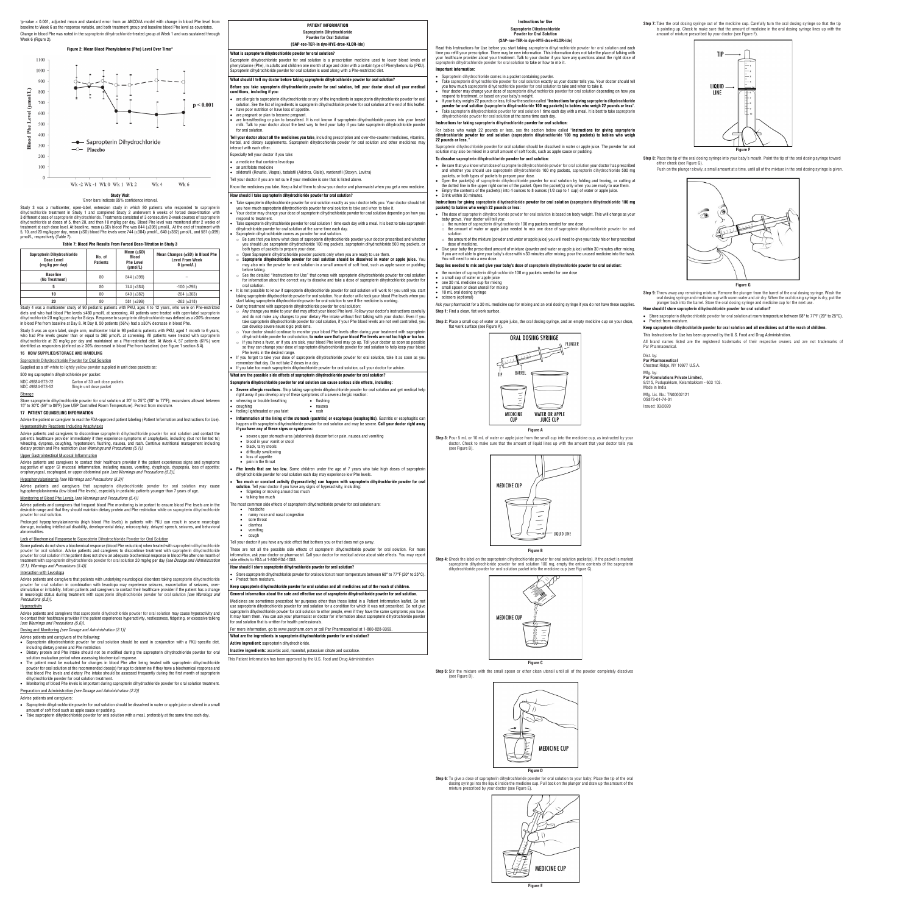*p-value < 0.001, adjusted mean and standard error from an ANCOVA model with change in blood Phe level from baseline to Week 6 as the response variable, and both treatment group and baseline blood Phe level as covariates.

Change in blood Phe was noted in the sapropterin dihydrochloride-treated group at Week 1 and was sustained through Week 6 (Figure 2).

**Figure 2: Mean Blood Phenylalanine (Phe) Level Over Time***

Blood Phe Level (µmol/L)

1100
1000
900
800
700
600
500
400
300
200
100
0

Wk -2 Wk -1 Wk 0 Wk 1 Wk 2 Wk 4 Wk 6

p < 0.001

Sapropterin Dihydrochloride
Placebo

**Study Visit**

*Error bars indicate 95% confidence interval.

Study 3 was a multicenter, open-label, extension study in which 80 patients who responded to sapropterin dihydrochloride treatment in Study 1 and completed Study 2 underwent 6 weeks of forced dose-titration with 3 different doses of sapropterin dihydrochloride. Treatments consisted of 3 consecutive 2-week courses of sapropterin dihydrochloride at doses of 5, then 20, and then 10 mg/kg per day. Blood Phe level was monitored after 2 weeks of treatment at each dose level. At baseline, mean (±SD) blood Phe was 844 (±398) µmol/L. At the end of treatment with 5, 10, and 20 mg/kg per day, mean (±SD) blood Phe levels were 744 (±384) µmol/L, 640 (±382) µmol/L, and 581 (±399) µmol/L, respectively (Table 7).

**Table 7: Blood Phe Results From Forced Dose-Titration in Study 3**

| Sapropterin Dihydrochloride Dose Level (mg/kg per day) | No. of Patients | Mean (±SD) Blood Phe Level (µmol/L) | Mean Changes (±SD) in Blood Phe Level From Week 0 (µmol/L) |
|---|---|---|---|
| Baseline (No Treatment) | 80 | 844 (±398) | – |
| 5 | 80 | 744 (±384) | -100 (±295) |
| 10 | 80 | 640 (±382) | -204 (±303) |
| 20 | 80 | 581 (±399) | -263 (±318) |

Study 4 was a multicenter study of 90 pediatric patients with PKU, ages 4 to 12 years, who were on Phe-restricted diets and who had blood Phe levels ≤480 µmol/L at screening. All patients were treated with open-label sapropterin dihydrochloride 20 mg/kg per day for 8 days. Response to sapropterin dihydrochloride was defined as a ≥30% decrease in blood Phe from baseline at Day 8. At Day 8, 50 patients (56%) had a ≥30% decrease in blood Phe.

Study 5 was an open label, single arm, multicenter trial in 93 pediatric patients with PKU, aged 1 month to 6 years, who had Phe levels greater than or equal to 360 µmol/L at screening. All patients were treated with sapropterin dihydrochloride at 20 mg/kg per day and maintained on a Phe-restricted diet. At Week 4, 57 patients (61%) were identified as responders (defined as ≥ 30% decreased in blood Phe from baseline) (see Figure 1 section 8.4).

## 16 HOW SUPPLIED/STORAGE AND HANDLING

Sapropterin Dihydrochloride Powder for Oral Solution

Supplied as a off-white to lightly yellow powder supplied in unit dose packets as:

500 mg sapropterin dihydrochloride per packet:

NDC 49884-873-72 Carton of 30 unit dose packets
NDC 49884-873-52 Single unit dose packet

Storage

Store sapropterin dihydrochloride powder for oral solution at 20° to 25°C (68° to 77°F); excursions allowed between 15° to 30°C (59° to 86°F) [see USP Controlled Room Temperature]. Protect from moisture.

## 17 PATIENT COUNSELING INFORMATION

Advise the patient or caregiver to read the FDA-approved patient labeling (Patient Information and Instructions for Use).

Hypersensitivity Reactions Including Anaphylaxis

Advise patients and caregivers to discontinue sapropterin dihydrochloride powder for oral solution and contact the patient's healthcare provider immediately if they experience symptoms of anaphylaxis, including (but not limited to) wheezing, dyspnea, coughing, hypotension, flushing, nausea, and rash. Continue nutritional management including dietary protein and Phe restriction *[see Warnings and Precautions (5.1)]*.

Upper Gastrointestinal Mucosal Inflammation

Advise patients and caregivers to contact their healthcare provider if the patient experiences signs and symptoms suggestive of upper GI mucosal inflammation, including nausea, vomiting, dysphagia, dyspepsia, loss of appetite; oropharyngeal, esophageal, or upper abdominal pain *[see Warnings and Precautions (5.3)]*.

Hypophenylalaninemia *[see Warnings and Precautions (5.3)]*

Advise patients and caregivers that sapropterin dihydrochloride powder for oral solution may cause hypophenylalaninemia (low blood Phe levels), especially in pediatric patients younger than 7 years of age.

Monitoring of Blood Phe Levels *[see Warnings and Precautions (5.4)]*

Advise patients and caregivers that frequent blood Phe monitoring is important to ensure blood Phe levels are in the desirable range and that they should maintain dietary protein and Phe restriction while on sapropterin dihydrochloride powder for oral solution.

Prolonged hyperphenylalaninemia (high blood Phe levels) in patients with PKU can result in severe neurologic damage, including intellectual disability, developmental delay, microcephaly, delayed speech, seizures, and behavioral abnormalities.

Lack of Biochemical Response to Sapropterin Dihydrochloride Powder for Oral Solution

Some patients do not show a biochemical response (blood Phe reduction) when treated with sapropterin dihydrochloride powder for oral solution. Advise patients and caregivers to discontinue treatment with sapropterin dihydrochloride powder for oral solution if the patient does not show an adequate biochemical response in blood Phe after one month of treatment with sapropterin dihydrochloride powder for oral solution 20 mg/kg per day *[see Dosage and Administration (2.1), Warnings and Precautions (5.4)]*.

Interaction with Levodopa

Advise patients and caregivers that patients with underlying neurological disorders taking sapropterin dihydrochloride powder for oral solution in combination with levodopa may experience seizures, exacerbation of seizures, over-stimulation or irritability. Inform patients and caregivers to contact their healthcare provider if the patient has a change in neurologic status during treatment with sapropterin dihydrochloride powder for oral solution *[see Warnings and Precautions (5.5)]*.

Hyperactivity

Advise patients and caregivers that sapropterin dihydrochloride powder for oral solution may cause hyperactivity and to contact their healthcare provider if the patient experiences hyperactivity, restlessness, fidgeting, or excessive talking *[see Warnings and Precautions (5.6)]*.

Dosing and Monitoring *[see Dosage and Administration (2.1)]*

Advise patients and caregivers of the following:

- Sapropterin dihydrochloride powder for oral solution should be used in conjunction with a PKU-specific diet, including dietary protein and Phe restriction.
- Dietary protein and Phe intake should not be modified during the sapropterin dihydrochloride powder for oral solution evaluation period when assessing biochemical response.
- The patient must be evaluated for changes in blood Phe after being treated with sapropterin dihydrochloride powder for oral solution at the recommended dose(s) for age to determine if they have a biochemical response and that blood Phe levels and dietary Phe intake should be assessed frequently during the first month of sapropterin dihydrochloride powder for oral solution treatment.
- Monitoring of blood Phe levels is important during sapropterin dihydrochloride powder for oral solution treatment.

Preparation and Administration *[see Dosage and Administration (2.2)]*

Advise patients and caregivers:

- Sapropterin dihydrochloride powder for oral solution should be dissolved in water or apple juice or stirred in a small amount of soft food such as apple sauce or pudding.
- Take sapropterin dihydrochloride powder for oral solution with a meal, preferably at the same time each day.

**PATIENT INFORMATION**
**Sapropterin Dihydrochloride**
**Powder for Oral Solution**
**(SAP-roe-TER-in dye-HYE-droe-KLOR-ide)**

**What is sapropterin dihydrochloride powder for oral solution?**

Sapropterin dihydrochloride powder for oral solution is a prescription medicine used to lower blood levels of phenylalanine (Phe), in adults and children one month of age and older with a certain type of Phenylketonuria (PKU). Sapropterin dihydrochloride powder for oral solution is used along with a Phe-restricted diet.

**What should I tell my doctor before taking sapropterin dihydrochloride powder for oral solution?**

**Before you take sapropterin dihydrochloride powder for oral solution, tell your doctor about all your medical conditions, including if you:**

- are allergic to sapropterin dihydrochloride or any of the ingredients in sapropterin dihydrochloride powder for oral solution. See the list of ingredients in sapropterin dihydrochloride powder for oral solution at the end of this leaflet.
- have poor nutrition or have loss of appetite.
- are pregnant or plan to become pregnant.
- are breastfeeding or plan to breastfeed. It is not known if sapropterin dihydrochloride passes into your breast milk. Talk to your doctor about the best way to feed your baby if you take sapropterin dihydrochloride powder for oral solution.

**Tell your doctor about all the medicines you take**, including prescription and over-the-counter medicines, vitamins, herbal, and dietary supplements. Sapropterin dihydrochloride powder for oral solution and other medicines may interact with each other.

Especially tell your doctor if you take:

- a medicine that contains levodopa
- an antifolate medicine
- sildenafil (Revatio, Viagra), tadalafil (Adcirca, Cialis), vardenafil (Staxyn, Levitra)

Tell your doctor if you are not sure if your medicine is one that is listed above.

Know the medicines you take. Keep a list of them to show your doctor and pharmacist when you get a new medicine.

**How should I take sapropterin dihydrochloride powder for oral solution?**

- Take sapropterin dihydrochloride powder for oral solution exactly as your doctor tells you. Your doctor should tell you how much sapropterin dihydrochloride powder for oral solution to take and when to take it.
- Your doctor may change your dose of sapropterin dihydrochloride powder for oral solution depending on how you respond to treatment.
- Take sapropterin dihydrochloride powder for oral solution 1 time each day with a meal. It is best to take sapropterin dihydrochloride powder for oral solution at the same time each day.
- Sapropterin dihydrochloride comes as powder for oral solution.
  - Be sure that you know what dose of sapropterin dihydrochloride powder your doctor prescribed and whether you should use sapropterin dihydrochloride 100 mg packets, sapropterin dihydrochloride 500 mg packets, or both types of packets to prepare your dose.
  - Open sapropterin dihydrochloride powder packets only when you are ready to use them.
  - **Sapropterin dihydrochloride powder for oral solution should be dissolved in water or apple juice.** You may also mix the powder for oral solution in a small amount of soft food, such as apple sauce or pudding before taking.
  - See the detailed "Instructions for Use" that comes with sapropterin dihydrochloride powder for oral solution for information about the correct way to dissolve and take a dose of sapropterin dihydrochloride powder for oral solution.
- It is not possible to know if sapropterin dihydrochloride powder for oral solution will work for you until you start taking sapropterin dihydrochloride powder for oral solution. Your doctor will check your blood Phe levels when you start taking sapropterin dihydrochloride powder for oral solution to see if the medicine is working.
- During treatment with sapropterin dihydrochloride powder for oral solution:
  - Any change you make to your diet may affect your blood Phe level. Follow your doctor's instructions carefully and do not make any changes to your dietary Phe intake without first talking with your doctor. Even if you take sapropterin dihydrochloride powder for oral solution, if your Phe blood levels are not well controlled, you can develop severe neurologic problems.
  - Your doctor should continue to monitor your blood Phe levels often during your treatment with sapropterin dihydrochloride powder for oral solution, **to make sure that your blood Phe levels are not too high or too low**.
  - If you have a fever, or if you are sick, your blood Phe level may go up. Tell your doctor as soon as possible so they can change your dose of sapropterin dihydrochloride powder for oral solution to help keep your blood Phe levels in the desired range.
- If you forget to take your dose of sapropterin dihydrochloride powder for oral solution, take it as soon as you remember that day. Do not take 2 doses in a day.
- If you take too much sapropterin dihydrochloride powder for oral solution, call your doctor for advice.

**What are the possible side effects of sapropterin dihydrochloride powder for oral solution?**

**Sapropterin dihydrochloride powder for oral solution can cause serious side effects, including:**

- **Severe allergic reactions.** Stop taking sapropterin dihydrochloride powder for oral solution and get medical help right away if you develop any of these symptoms of a severe allergic reaction:
  - wheezing or trouble breathing
  - flushing
  - coughing
  - nausea
  - feeling lightheaded or you faint
  - rash
- **Inflammation of the lining of the stomach (gastritis) or esophagus (esophagitis)**. Gastritis or esophagitis can happen with sapropterin dihydrochloride powder for oral solution and may be severe. **Call your doctor right away if you have any of these signs or symptoms:**
  - severe upper stomach-area (abdominal) discomfort or pain, nausea and vomiting
  - blood in your vomit or stool
  - black, tarry stools
  - difficulty swallowing
  - loss of appetite
  - pain in the throat
- **Phe levels that are too low.** Some children under the age of 7 years who take high doses of sapropterin dihydrochloride powder for oral solution each day may experience low Phe levels.
- **Too much or constant activity (hyperactivity) can happen with sapropterin dihydrochloride powder for oral solution**. Tell your doctor if you have any signs of hyperactivity, including:
  - fidgeting or moving around too much
  - talking too much

The most common side effects of sapropterin dihydrochloride powder for oral solution are:

- headache
- runny nose and nasal congestion
- sore throat
- diarrhea
- vomiting
- cough

Tell your doctor if you have any side effect that bothers you or that does not go away.

These are not all the possible side effects of sapropterin dihydrochloride powder for oral solution. For more information, ask your doctor or pharmacist. Call your doctor for medical advice about side effects. You may report side effects to FDA at 1-800-FDA-1088.

**How should I store sapropterin dihydrochloride powder for oral solution?**

- Store sapropterin dihydrochloride powder for oral solution at room temperature between 68° to 77°F (20° to 25°C).
- Protect from moisture.

**Keep sapropterin dihydrochloride powder for oral solution and all medicines out of the reach of children.**

**General information about the safe and effective use of sapropterin dihydrochloride powder for oral solution.**

Medicines are sometimes prescribed for purposes other than those listed in a Patient Information leaflet. Do not use sapropterin dihydrochloride powder for oral solution for a condition for which it was not prescribed. Do not give sapropterin dihydrochloride powder for oral solution to other people, even if they have the same symptoms you have. It may harm them. You can ask your pharmacist or doctor for information about sapropterin dihydrochloride powder for oral solution that is written for health professionals.

For more information, go to www.parpharm.com or call Par Pharmaceutical at 1-800-828-9393.

**What are the ingredients in sapropterin dihydrochloride powder for oral solution?**

**Active ingredient:** sapropterin dihydrochloride.

**Inactive ingredients:** ascorbic acid, mannitol, potassium citrate and sucralose.

This Patient Information has been approved by the U.S. Food and Drug Administration

**Instructions for Use**
**Sapropterin Dihydrochloride**
**Powder for Oral Solution**
**(SAP-roe-TER-in dye-HYE-droe-KLOR-ide)**

Read this Instructions for Use before you start taking sapropterin dihydrochloride powder for oral solution and each time you refill your prescription. There may be new information. This information does not take the place of talking with your healthcare provider about your treatment. Talk to your doctor if you have any questions about the right dose of sapropterin dihydrochloride powder for oral solution to take or how to mix it.

**Important information:**

- Sapropterin dihydrochloride comes in a packet containing powder.
- Take sapropterin dihydrochloride powder for oral solution exactly as your doctor tells you. Your doctor should tell you how much sapropterin dihydrochloride powder for oral solution to take and when to take it.
- Your doctor may change your dose of sapropterin dihydrochloride powder for oral solution depending on how you respond to treatment, or based on your baby's weight.
- If your baby weighs 22 pounds or less, follow the section called "**Instructions for giving sapropterin dihydrochloride powder for oral solution (sapropterin dihydrochloride 100 mg packets) to babies who weigh 22 pounds or less**".
- Take sapropterin dihydrochloride powder for oral solution 1 time each day with a meal. It is best to take sapropterin dihydrochloride powder for oral solution at the same time each day.

**Instructions for taking sapropterin dihydrochloride powder for oral solution:**

For babies who weigh 22 pounds or less, see the section below called "**Instructions for giving sapropterin dihydrochloride powder for oral solution (sapropterin dihydrochloride 100 mg packets) to babies who weigh 22 pounds or less.**"

Sapropterin dihydrochloride powder for oral solution should be dissolved in water or apple juice. The powder for oral solution may also be mixed in a small amount of soft foods, such as apple sauce or pudding.

**To dissolve sapropterin dihydrochloride powder for oral solution:**

- Be sure that you know what dose of sapropterin dihydrochloride powder for oral solution your doctor has prescribed and whether you should use sapropterin dihydrochloride 100 mg packets, sapropterin dihydrochloride 500 mg packets, or both types of packets to prepare your dose.
- Open the packet(s) of sapropterin dihydrochloride powder for oral solution by folding and tearing, or cutting at the dotted line in the upper right corner of the packet. Open the packet(s) only when you are ready to use them.
- Empty the contents of the packet(s) into 4 ounces to 8 ounces (1/2 cup to 1 cup) of water or apple juice.
- Drink within 30 minutes.

**Instructions for giving sapropterin dihydrochloride powder for oral solution (sapropterin dihydrochloride 100 mg packets) to babies who weigh 22 pounds or less:**

- The dose of sapropterin dihydrochloride powder for oral solution is based on body weight. This will change as your baby grows. Your doctor will tell you:
  - the number of sapropterin dihydrochloride 100 mg packets needed for one dose
  - the amount of water or apple juice needed to mix one dose of sapropterin dihydrochloride powder for oral solution
  - the amount of the mixture (powder and water or apple juice) you will need to give your baby his or her prescribed dose of medicine.
- Give your baby the prescribed amount of mixture (powder and water or apple juice) within 30 minutes after mixing. If you are not able to give your baby's dose within 30 minutes after mixing, pour the unused medicine into the trash. You will need to mix a new dose.

**Supplies needed to mix and give your baby's dose of sapropterin dihydrochloride powder for oral solution:**

- the number of sapropterin dihydrochloride 100 mg packets needed for one dose
- a small cup of water or apple juice
- one 30 mL medicine cup for mixing
- small spoon or clean utensil for mixing
- 10 mL oral dosing syringe
- scissors (optional)

Ask your pharmacist for a 30 mL medicine cup for mixing and an oral dosing syringe if you do not have these supplies.

**Step 1:** Find a clean, flat work surface.

**Step 2:** Place a small cup of water or apple juice, the oral dosing syringe, and an empty medicine cup on your clean, flat work surface (see Figure A).

ORAL DOSING SYRINGE
PLUNGER
TIP
BARREL
MEDICINE CUP
WATER OR APPLE JUICE CUP

**Figure A**

**Step 3:** Pour 5 mL or 10 mL of water or apple juice from the small cup into the medicine cup, as instructed by your doctor. Check to make sure that the amount of liquid lines up with the amount that your doctor tells you (see Figure B).

MEDICINE CUP
LIQUID LINE

**Figure B**

**Step 4:** Check the label on the sapropterin dihydrochloride powder for oral solution packet(s). If the packet is marked sapropterin dihydrochloride powder for oral solution 100 mg, empty the entire contents of the sapropterin dihydrochloride powder for oral solution packet into the medicine cup (see Figure C).

MEDICINE CUP

**Figure C**

**Step 5:** Stir the mixture with the small spoon or other clean utensil until all of the powder completely dissolves (see Figure D).

MEDICINE CUP

**Figure D**

**Step 6:** To give a dose of sapropterin dihydrochloride powder for oral solution to your baby: Place the tip of the oral dosing syringe into the liquid inside the medicine cup. Pull back on the plunger and draw up the amount of the mixture prescribed by your doctor (see Figure E).

MEDICINE CUP

**Figure E**

**Step 7:** Take the oral dosing syringe out of the medicine cup. Carefully turn the oral dosing syringe so that the tip is pointing up. Check to make sure that the amount of medicine in the oral dosing syringe lines up with the amount of mixture prescribed by your doctor (see Figure F).

TIP
LIQUID LINE

**Figure F**

**Step 8:** Place the tip of the oral dosing syringe into your baby's mouth. Point the tip of the oral dosing syringe toward either cheek (see Figure G).

Push on the plunger slowly, a small amount at a time, until all of the mixture in the oral dosing syringe is given.

**Figure G**

**Step 9:** Throw away any remaining mixture. Remove the plunger from the barrel of the oral dosing syringe. Wash the oral dosing syringe and medicine cup with warm water and air dry. When the oral dosing syringe is dry, put the plunger back into the barrel. Store the oral dosing syringe and medicine cup for the next use.

**How should I store sapropterin dihydrochloride powder for oral solution?**

- Store sapropterin dihydrochloride powder for oral solution at room temperature between 68° to 77°F (20° to 25°C).
- Protect from moisture.

**Keep sapropterin dihydrochloride powder for oral solution and all medicines out of the reach of children.**

This Instructions for Use has been approved by the U.S. Food and Drug Administration.

All brand names listed are the registered trademarks of their respective owners and are not trademarks of Par Pharmaceutical.

Dist. by:
**Par Pharmaceutical**
Chestnut Ridge, NY 10977 U.S.A.

Mfg. by:
**Par Formulations Private Limited,**
9/215, Pudupakkam, Kelambakkam - 603 103.
Made in India

Mfg. Lic. No.: TN00002121
OS873-01-74-01
Issued: 03/2020